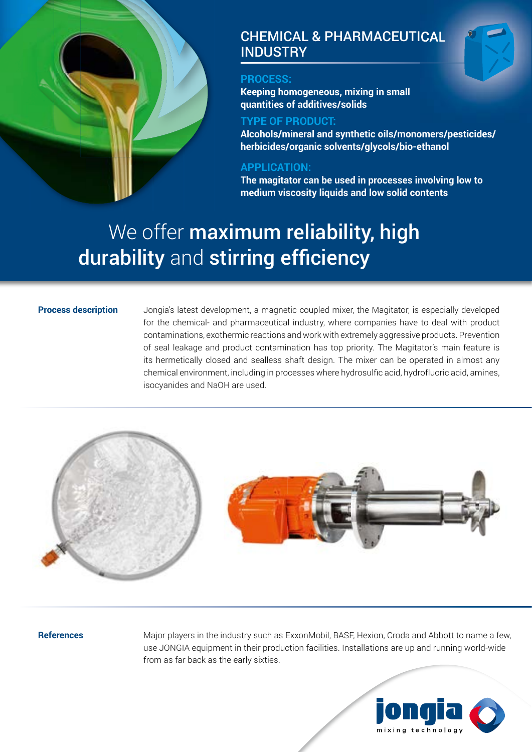# CHEMICAL & PHARMACEUTICAL INDUSTRY

**PROCESS:**
**Keeping homogeneous, mixing in small quantities of additives/solids**

**TYPE OF PRODUCT:**
**Alcohols/mineral and synthetic oils/monomers/pesticides/ herbicides/organic solvents/glycols/bio-ethanol**

**APPLICATION:**
**The magitator can be used in processes involving low to medium viscosity liquids and low solid contents**

## We offer **maximum reliability, high durability** and **stirring efficiency**

**Process description**

Jongia's latest development, a magnetic coupled mixer, the Magitator, is especially developed for the chemical- and pharmaceutical industry, where companies have to deal with product contaminations, exothermic reactions and work with extremely aggressive products. Prevention of seal leakage and product contamination has top priority. The Magitator's main feature is its hermetically closed and sealless shaft design. The mixer can be operated in almost any chemical environment, including in processes where hydrosulfic acid, hydrofluoric acid, amines, isocyanides and NaOH are used.

**References**

Major players in the industry such as ExxonMobil, BASF, Hexion, Croda and Abbott to name a few, use JONGIA equipment in their production facilities. Installations are up and running world-wide from as far back as the early sixties.

jongia mixing technology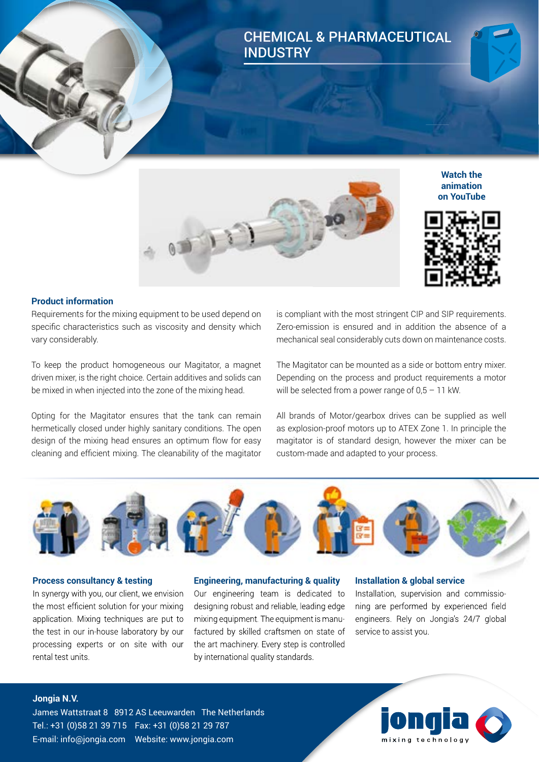# CHEMICAL & PHARMACEUTICAL INDUSTRY

**Watch the animation on YouTube**

### Product information

Requirements for the mixing equipment to be used depend on specific characteristics such as viscosity and density which vary considerably.

To keep the product homogeneous our Magitator, a magnet driven mixer, is the right choice. Certain additives and solids can be mixed in when injected into the zone of the mixing head.

Opting for the Magitator ensures that the tank can remain hermetically closed under highly sanitary conditions. The open design of the mixing head ensures an optimum flow for easy cleaning and efficient mixing. The cleanability of the magitator is compliant with the most stringent CIP and SIP requirements. Zero-emission is ensured and in addition the absence of a mechanical seal considerably cuts down on maintenance costs.

The Magitator can be mounted as a side or bottom entry mixer. Depending on the process and product requirements a motor will be selected from a power range of 0,5 – 11 kW.

All brands of Motor/gearbox drives can be supplied as well as explosion-proof motors up to ATEX Zone 1. In principle the magitator is of standard design, however the mixer can be custom-made and adapted to your process.

### Process consultancy & testing

In synergy with you, our client, we envision the most efficient solution for your mixing application. Mixing techniques are put to the test in our in-house laboratory by our processing experts or on site with our rental test units.

### Engineering, manufacturing & quality

Our engineering team is dedicated to designing robust and reliable, leading edge mixing equipment. The equipment is manufactured by skilled craftsmen on state of the art machinery. Every step is controlled by international quality standards.

### Installation & global service

Installation, supervision and commissioning are performed by experienced field engineers. Rely on Jongia's 24/7 global service to assist you.

**Jongia N.V.**
James Wattstraat 8 8912 AS Leeuwarden The Netherlands
Tel.: +31 (0)58 21 39 715 Fax: +31 (0)58 21 29 787
E-mail: info@jongia.com Website: www.jongia.com

jongia mixing technology